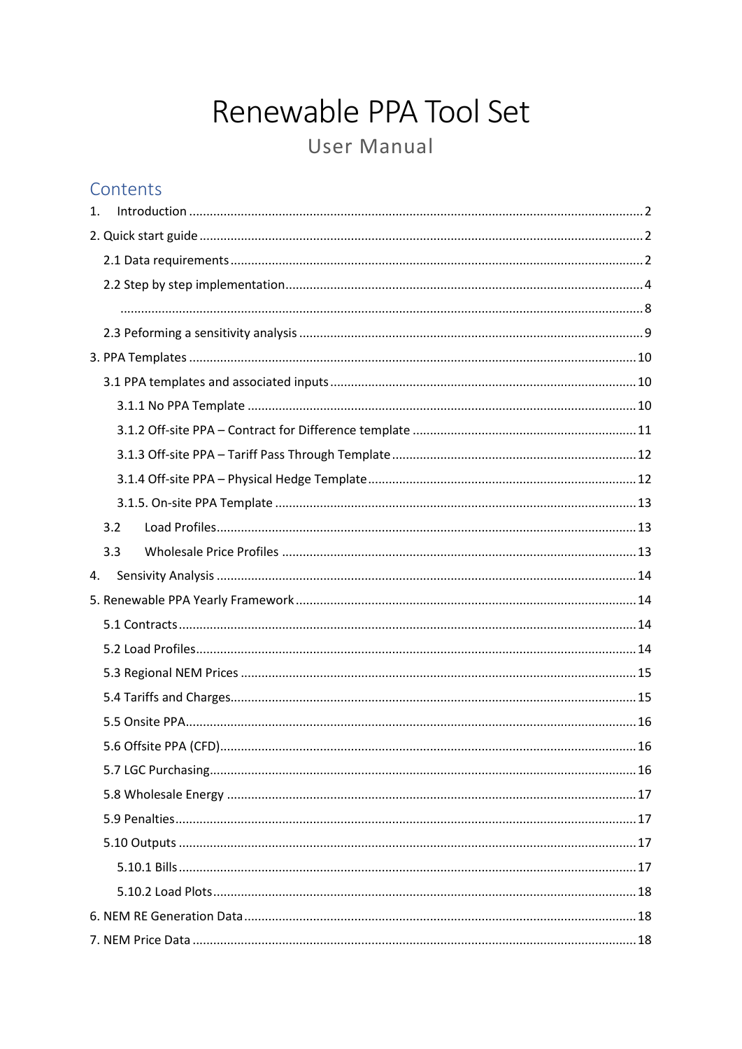# Renewable PPA Tool Set

## User Manual

## Contents

1. Introduction ........ 2

2. Quick start guide ........ 2

  2.1 Data requirements ........ 2

  2.2 Step by step implementation ........ 4

  ........ 8

  2.3 Peforming a sensitivity analysis ........ 9

3. PPA Templates ........ 10

  3.1 PPA templates and associated inputs ........ 10

    3.1.1 No PPA Template ........ 10

    3.1.2 Off-site PPA – Contract for Difference template ........ 11

    3.1.3 Off-site PPA – Tariff Pass Through Template ........ 12

    3.1.4 Off-site PPA – Physical Hedge Template ........ 12

    3.1.5. On-site PPA Template ........ 13

  3.2 Load Profiles ........ 13

  3.3 Wholesale Price Profiles ........ 13

4. Sensivity Analysis ........ 14

5. Renewable PPA Yearly Framework ........ 14

  5.1 Contracts ........ 14

  5.2 Load Profiles ........ 14

  5.3 Regional NEM Prices ........ 15

  5.4 Tariffs and Charges ........ 15

  5.5 Onsite PPA ........ 16

  5.6 Offsite PPA (CFD) ........ 16

  5.7 LGC Purchasing ........ 16

  5.8 Wholesale Energy ........ 17

  5.9 Penalties ........ 17

  5.10 Outputs ........ 17

    5.10.1 Bills ........ 17

    5.10.2 Load Plots ........ 18

6. NEM RE Generation Data ........ 18

7. NEM Price Data ........ 18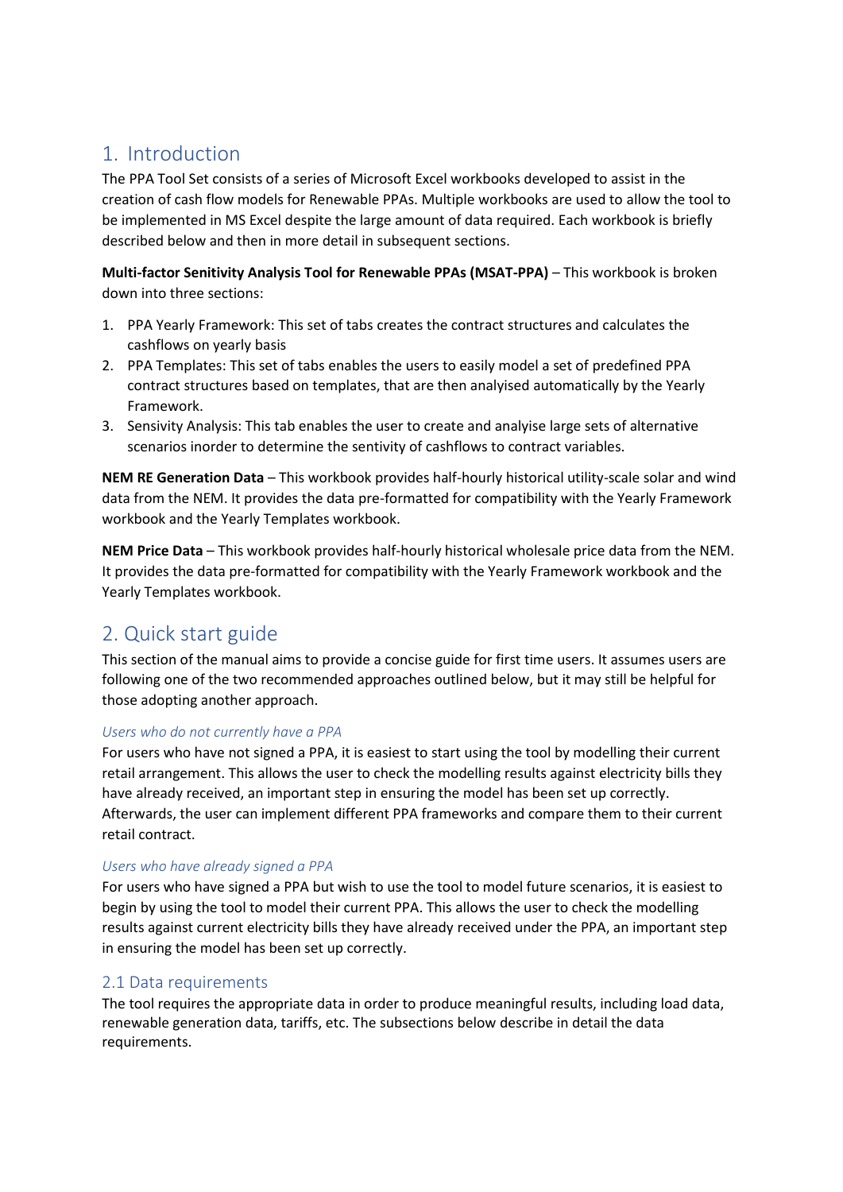# 1. Introduction

The PPA Tool Set consists of a series of Microsoft Excel workbooks developed to assist in the creation of cash flow models for Renewable PPAs. Multiple workbooks are used to allow the tool to be implemented in MS Excel despite the large amount of data required. Each workbook is briefly described below and then in more detail in subsequent sections.

**Multi-factor Senitivity Analysis Tool for Renewable PPAs (MSAT-PPA)** – This workbook is broken down into three sections:

1. PPA Yearly Framework: This set of tabs creates the contract structures and calculates the cashflows on yearly basis
2. PPA Templates: This set of tabs enables the users to easily model a set of predefined PPA contract structures based on templates, that are then analysed automatically by the Yearly Framework.
3. Sensivity Analysis: This tab enables the user to create and analyise large sets of alternative scenarios inorder to determine the sentivity of cashflows to contract variables.

**NEM RE Generation Data** – This workbook provides half-hourly historical utility-scale solar and wind data from the NEM. It provides the data pre-formatted for compatibility with the Yearly Framework workbook and the Yearly Templates workbook.

**NEM Price Data** – This workbook provides half-hourly historical wholesale price data from the NEM. It provides the data pre-formatted for compatibility with the Yearly Framework workbook and the Yearly Templates workbook.

# 2. Quick start guide

This section of the manual aims to provide a concise guide for first time users. It assumes users are following one of the two recommended approaches outlined below, but it may still be helpful for those adopting another approach.

*Users who do not currently have a PPA*

For users who have not signed a PPA, it is easiest to start using the tool by modelling their current retail arrangement. This allows the user to check the modelling results against electricity bills they have already received, an important step in ensuring the model has been set up correctly. Afterwards, the user can implement different PPA frameworks and compare them to their current retail contract.

*Users who have already signed a PPA*

For users who have signed a PPA but wish to use the tool to model future scenarios, it is easiest to begin by using the tool to model their current PPA. This allows the user to check the modelling results against current electricity bills they have already received under the PPA, an important step in ensuring the model has been set up correctly.

## 2.1 Data requirements

The tool requires the appropriate data in order to produce meaningful results, including load data, renewable generation data, tariffs, etc. The subsections below describe in detail the data requirements.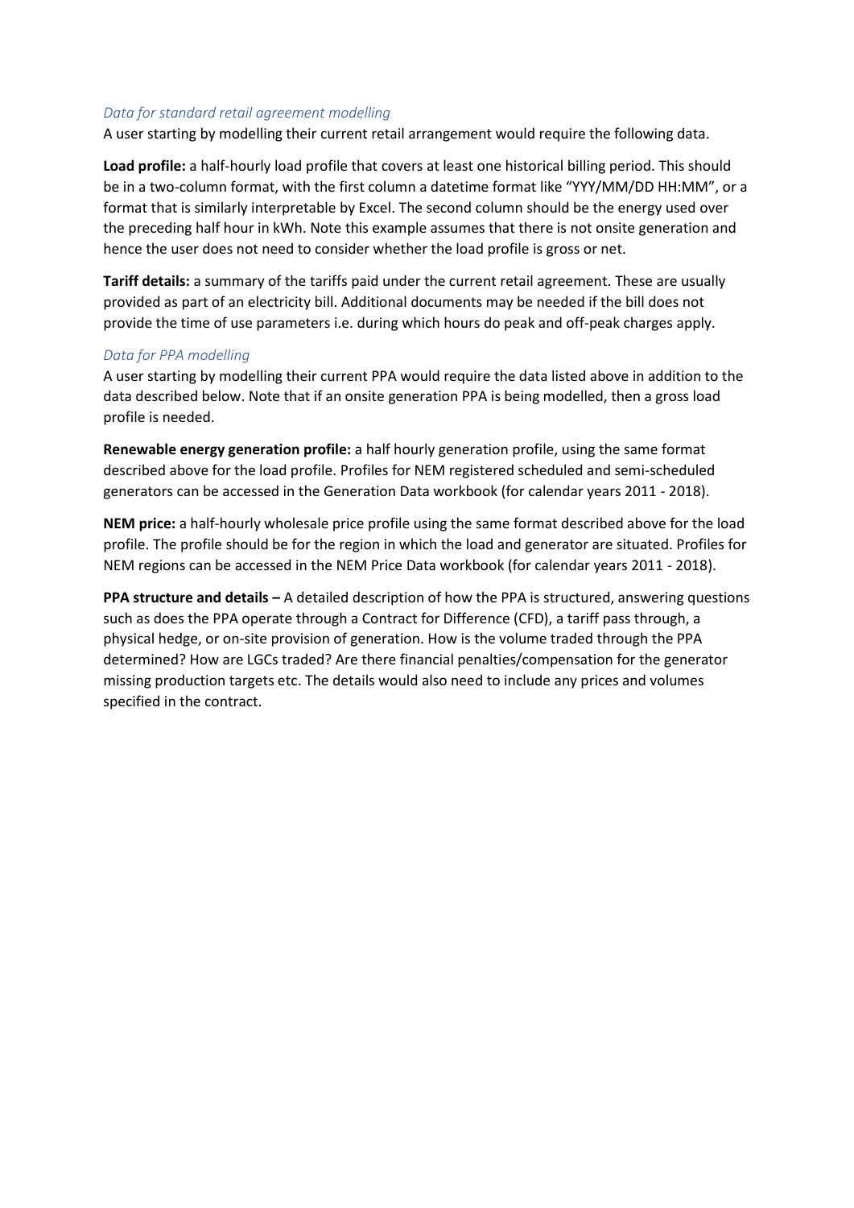*Data for standard retail agreement modelling*

A user starting by modelling their current retail arrangement would require the following data.

**Load profile:** a half-hourly load profile that covers at least one historical billing period. This should be in a two-column format, with the first column a datetime format like "YYY/MM/DD HH:MM", or a format that is similarly interpretable by Excel. The second column should be the energy used over the preceding half hour in kWh. Note this example assumes that there is not onsite generation and hence the user does not need to consider whether the load profile is gross or net.

**Tariff details:** a summary of the tariffs paid under the current retail agreement. These are usually provided as part of an electricity bill. Additional documents may be needed if the bill does not provide the time of use parameters i.e. during which hours do peak and off-peak charges apply.

*Data for PPA modelling*

A user starting by modelling their current PPA would require the data listed above in addition to the data described below. Note that if an onsite generation PPA is being modelled, then a gross load profile is needed.

**Renewable energy generation profile:** a half hourly generation profile, using the same format described above for the load profile. Profiles for NEM registered scheduled and semi-scheduled generators can be accessed in the Generation Data workbook (for calendar years 2011 - 2018).

**NEM price:** a half-hourly wholesale price profile using the same format described above for the load profile. The profile should be for the region in which the load and generator are situated. Profiles for NEM regions can be accessed in the NEM Price Data workbook (for calendar years 2011 - 2018).

**PPA structure and details –** A detailed description of how the PPA is structured, answering questions such as does the PPA operate through a Contract for Difference (CFD), a tariff pass through, a physical hedge, or on-site provision of generation. How is the volume traded through the PPA determined? How are LGCs traded? Are there financial penalties/compensation for the generator missing production targets etc. The details would also need to include any prices and volumes specified in the contract.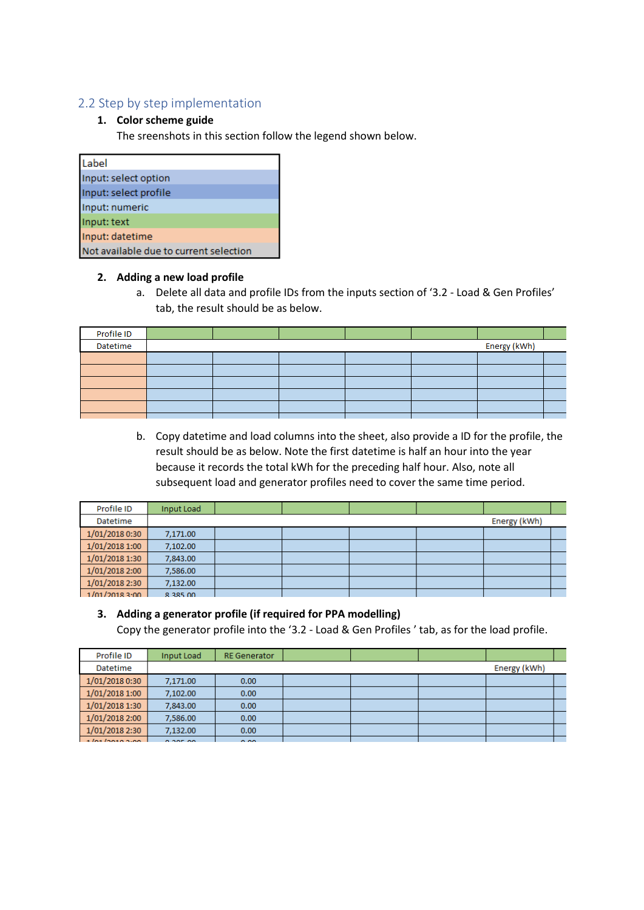## 2.2 Step by step implementation

1. **Color scheme guide**

   The sreenshots in this section follow the legend shown below.

| Label |
|---|
| Input: select option |
| Input: select profile |
| Input: numeric |
| Input: text |
| Input: datetime |
| Not available due to current selection |

2. **Adding a new load profile**

   a. Delete all data and profile IDs from the inputs section of '3.2 - Load & Gen Profiles' tab, the result should be as below.

| Profile ID | | | | | | | |
|---|---|---|---|---|---|---|---|
| Datetime | | | | | | Energy (kWh) | |
| | | | | | | | |
| | | | | | | | |
| | | | | | | | |
| | | | | | | | |
| | | | | | | | |

   b. Copy datetime and load columns into the sheet, also provide a ID for the profile, the result should be as below. Note the first datetime is half an hour into the year because it records the total kWh for the preceding half hour. Also, note all subsequent load and generator profiles need to cover the same time period.

| Profile ID | Input Load | | | | | | |
|---|---|---|---|---|---|---|---|
| Datetime | | | | | | Energy (kWh) | |
| 1/01/2018 0:30 | 7,171.00 | | | | | | |
| 1/01/2018 1:00 | 7,102.00 | | | | | | |
| 1/01/2018 1:30 | 7,843.00 | | | | | | |
| 1/01/2018 2:00 | 7,586.00 | | | | | | |
| 1/01/2018 2:30 | 7,132.00 | | | | | | |
| 1/01/2018 3:00 | 8,385.00 | | | | | | |

3. **Adding a generator profile (if required for PPA modelling)**

   Copy the generator profile into the '3.2 - Load & Gen Profiles ' tab, as for the load profile.

| Profile ID | Input Load | RE Generator | | | | | |
|---|---|---|---|---|---|---|---|
| Datetime | | | | | | Energy (kWh) | |
| 1/01/2018 0:30 | 7,171.00 | 0.00 | | | | | |
| 1/01/2018 1:00 | 7,102.00 | 0.00 | | | | | |
| 1/01/2018 1:30 | 7,843.00 | 0.00 | | | | | |
| 1/01/2018 2:00 | 7,586.00 | 0.00 | | | | | |
| 1/01/2018 2:30 | 7,132.00 | 0.00 | | | | | |
| 1/01/2018 3:00 | 8,385.00 | 0.00 | | | | | |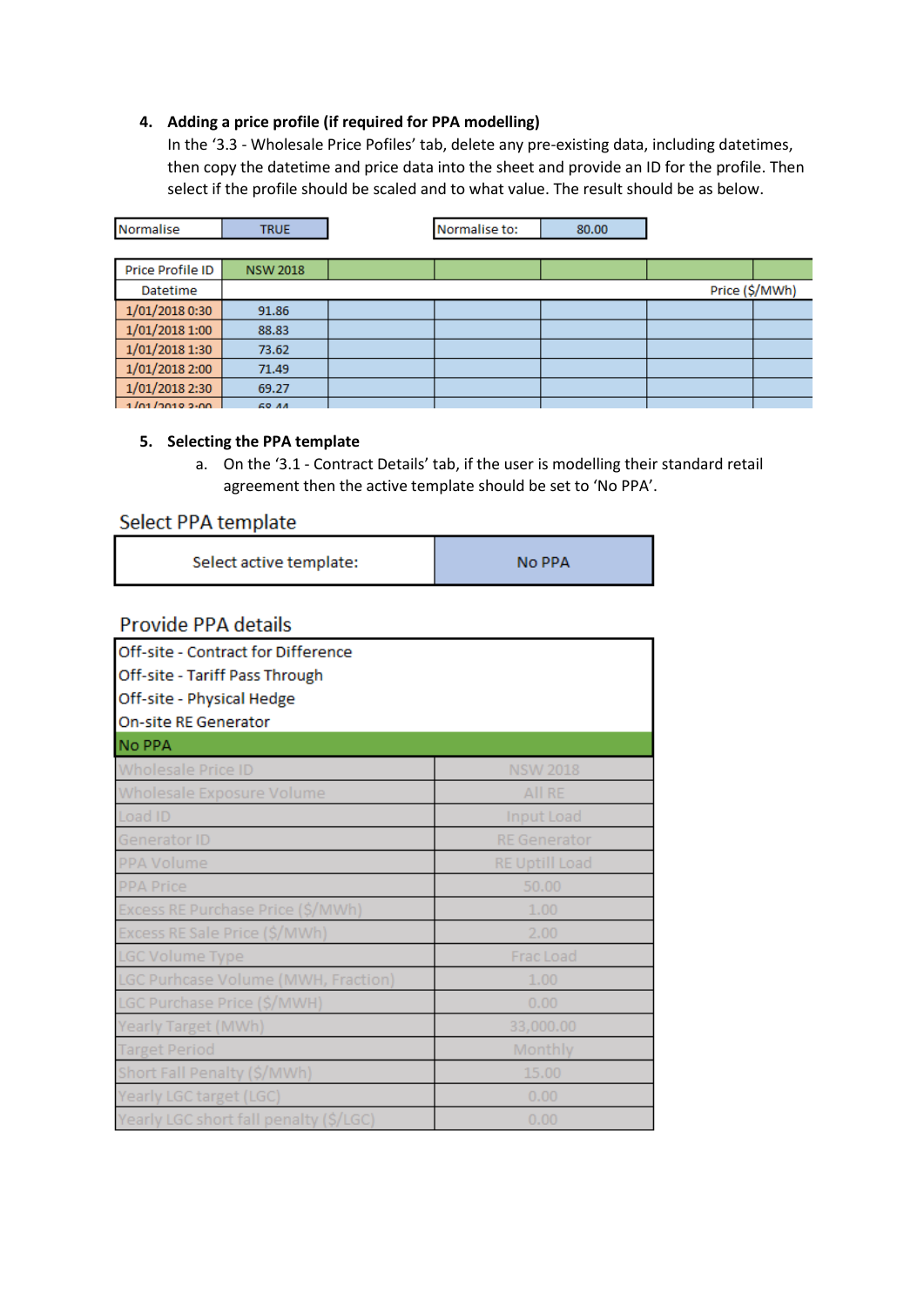4. **Adding a price profile (if required for PPA modelling)**
   In the '3.3 - Wholesale Price Pofiles' tab, delete any pre-existing data, including datetimes, then copy the datetime and price data into the sheet and provide an ID for the profile. Then select if the profile should be scaled and to what value. The result should be as below.

| Normalise | TRUE |
|---|---|

| Normalise to: | 80.00 |
|---|---|

| Price Profile ID | NSW 2018 | | | | | |
|---|---|---|---|---|---|---|
| Datetime | | | | | Price ($/MWh) | |
| 1/01/2018 0:30 | 91.86 | | | | | |
| 1/01/2018 1:00 | 88.83 | | | | | |
| 1/01/2018 1:30 | 73.62 | | | | | |
| 1/01/2018 2:00 | 71.49 | | | | | |
| 1/01/2018 2:30 | 69.27 | | | | | |
| 1/01/2018 3:00 | 68.44 | | | | | |

5. **Selecting the PPA template**
   a. On the '3.1 - Contract Details' tab, if the user is modelling their standard retail agreement then the active template should be set to 'No PPA'.

Select PPA template

| Select active template: | No PPA |
|---|---|

Provide PPA details

- Off-site - Contract for Difference
- Off-site - Tariff Pass Through
- Off-site - Physical Hedge
- On-site RE Generator
- No PPA

| | |
|---|---|
| Wholesale Price ID | NSW 2018 |
| Wholesale Exposure Volume | All RE |
| Load ID | Input Load |
| Generator ID | RE Generator |
| PPA Volume | RE Uptill Load |
| PPA Price | 50.00 |
| Excess RE Purchase Price ($/MWh) | 1.00 |
| Excess RE Sale Price ($/MWh) | 2.00 |
| LGC Volume Type | Frac Load |
| LGC Purhcase Volume (MWH, Fraction) | 1.00 |
| LGC Purchase Price ($/MWH) | 0.00 |
| Yearly Target (MWh) | 33,000.00 |
| Target Period | Monthly |
| Short Fall Penalty ($/MWh) | 15.00 |
| Yearly LGC target (LGC) | 0.00 |
| Yearly LGC short fall penalty ($/LGC) | 0.00 |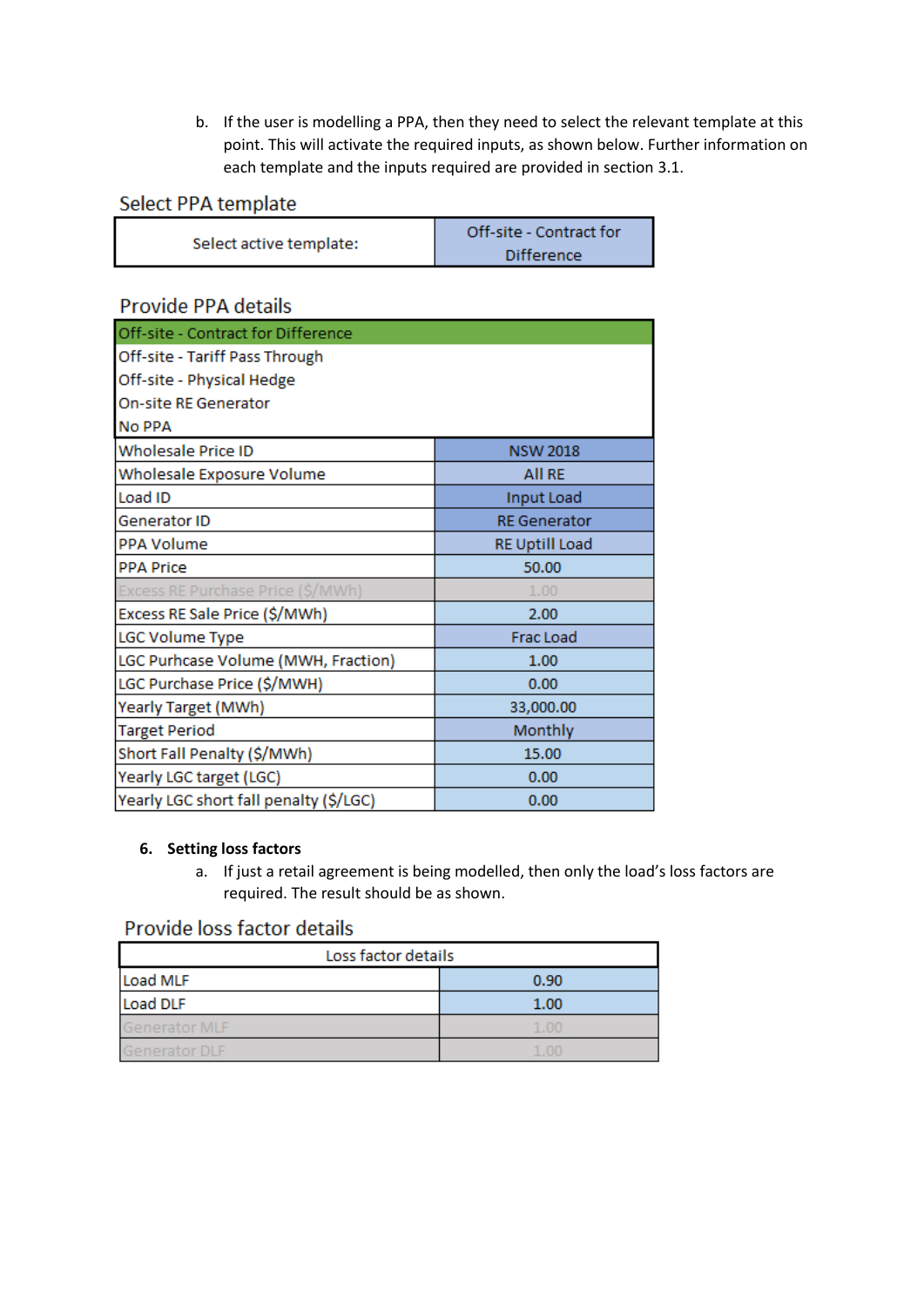b. If the user is modelling a PPA, then they need to select the relevant template at this point. This will activate the required inputs, as shown below. Further information on each template and the inputs required are provided in section 3.1.

Select PPA template

| Select active template: | Off-site - Contract for Difference |
|---|---|

Provide PPA details

| Off-site - Contract for Difference | |
|---|---|
| Off-site - Tariff Pass Through | |
| Off-site - Physical Hedge | |
| On-site RE Generator | |
| No PPA | |
| Wholesale Price ID | NSW 2018 |
| Wholesale Exposure Volume | All RE |
| Load ID | Input Load |
| Generator ID | RE Generator |
| PPA Volume | RE Uptill Load |
| PPA Price | 50.00 |
| Excess RE Purchase Price ($/MWh) | 1.00 |
| Excess RE Sale Price ($/MWh) | 2.00 |
| LGC Volume Type | Frac Load |
| LGC Purhcase Volume (MWH, Fraction) | 1.00 |
| LGC Purchase Price ($/MWH) | 0.00 |
| Yearly Target (MWh) | 33,000.00 |
| Target Period | Monthly |
| Short Fall Penalty ($/MWh) | 15.00 |
| Yearly LGC target (LGC) | 0.00 |
| Yearly LGC short fall penalty ($/LGC) | 0.00 |

6. **Setting loss factors**

   a. If just a retail agreement is being modelled, then only the load's loss factors are required. The result should be as shown.

Provide loss factor details

| Loss factor details | |
|---|---|
| Load MLF | 0.90 |
| Load DLF | 1.00 |
| Generator MLF | 1.00 |
| Generator DLF | 1.00 |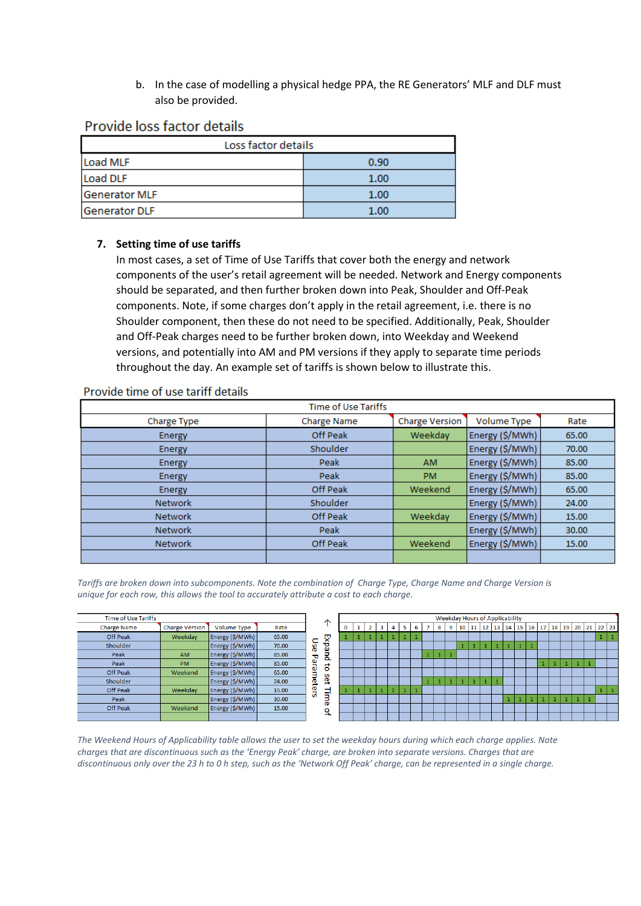b. In the case of modelling a physical hedge PPA, the RE Generators' MLF and DLF must also be provided.

## Provide loss factor details

| Loss factor details | |
|---|---|
| Load MLF | 0.90 |
| Load DLF | 1.00 |
| Generator MLF | 1.00 |
| Generator DLF | 1.00 |

### 7. Setting time of use tariffs

In most cases, a set of Time of Use Tariffs that cover both the energy and network components of the user's retail agreement will be needed. Network and Energy components should be separated, and then further broken down into Peak, Shoulder and Off-Peak components. Note, if some charges don't apply in the retail agreement, i.e. there is no Shoulder component, then these do not need to be specified. Additionally, Peak, Shoulder and Off-Peak charges need to be further broken down, into Weekday and Weekend versions, and potentially into AM and PM versions if they apply to separate time periods throughout the day. An example set of tariffs is shown below to illustrate this.

## Provide time of use tariff details

| Time of Use Tariffs | | | | |
|---|---|---|---|---|
| Charge Type | Charge Name | Charge Version | Volume Type | Rate |
| Energy | Off Peak | Weekday | Energy ($/MWh) | 65.00 |
| Energy | Shoulder | | Energy ($/MWh) | 70.00 |
| Energy | Peak | AM | Energy ($/MWh) | 85.00 |
| Energy | Peak | PM | Energy ($/MWh) | 85.00 |
| Energy | Off Peak | Weekend | Energy ($/MWh) | 65.00 |
| Network | Shoulder | | Energy ($/MWh) | 24.00 |
| Network | Off Peak | Weekday | Energy ($/MWh) | 15.00 |
| Network | Peak | | Energy ($/MWh) | 30.00 |
| Network | Off Peak | Weekend | Energy ($/MWh) | 15.00 |
| | | | | |

*Tariffs are broken down into subcomponents. Note the combination of Charge Type, Charge Name and Charge Version is unique for each row, this allows the tool to accurately attribute a cost to each charge.*

Expand to set Time of Use Parameters →

| Time of Use Tariffs | | | | Weekday Hours of Applicability | | | | | | | | | | | | | | | | | | | | | | | |
|---|---|---|---|---|---|---|---|---|---|---|---|---|---|---|---|---|---|---|---|---|---|---|---|---|---|---|---|
| Charge Name | Charge Version | Volume Type | Rate | 0 | 1 | 2 | 3 | 4 | 5 | 6 | 7 | 8 | 9 | 10 | 11 | 12 | 13 | 14 | 15 | 16 | 17 | 18 | 19 | 20 | 21 | 22 | 23 |
| Off Peak | Weekday | Energy ($/MWh) | 65.00 | 1 | 1 | 1 | 1 | 1 | 1 | 1 | | | | | | | | | | | | | | | | 1 | 1 |
| Shoulder | | Energy ($/MWh) | 70.00 | | | | | | | | | | | 1 | 1 | 1 | 1 | 1 | 1 | 1 | | | | | | | |
| Peak | AM | Energy ($/MWh) | 85.00 | | | | | | | | 1 | 1 | 1 | | | | | | | | | | | | | | |
| PM | PM | Energy ($/MWh) | 85.00 | | | | | | | | | | | | | | | | | | 1 | 1 | 1 | 1 | 1 | | |
| Off Peak | Weekend | Energy ($/MWh) | 65.00 | | | | | | | | | | | | | | | | | | | | | | | | |
| Shoulder | | Energy ($/MWh) | 24.00 | | | | | | | | 1 | 1 | 1 | 1 | 1 | 1 | 1 | | | | | | | | | | |
| Off Peak | Weekday | Energy ($/MWh) | 15.00 | 1 | 1 | 1 | 1 | 1 | 1 | 1 | | | | | | | | | | | | | | | | 1 | 1 |
| Peak | | Energy ($/MWh) | 30.00 | | | | | | | | | | | | | | | 1 | 1 | 1 | 1 | 1 | 1 | 1 | 1 | | |
| Off Peak | Weekend | Energy ($/MWh) | 15.00 | | | | | | | | | | | | | | | | | | | | | | | | |

*The Weekend Hours of Applicability table allows the user to set the weekday hours during which each charge applies. Note charges that are discontinuous such as the 'Energy Peak' charge, are broken into separate versions. Charges that are discontinuous only over the 23 h to 0 h step, such as the 'Network Off Peak' charge, can be represented in a single charge.*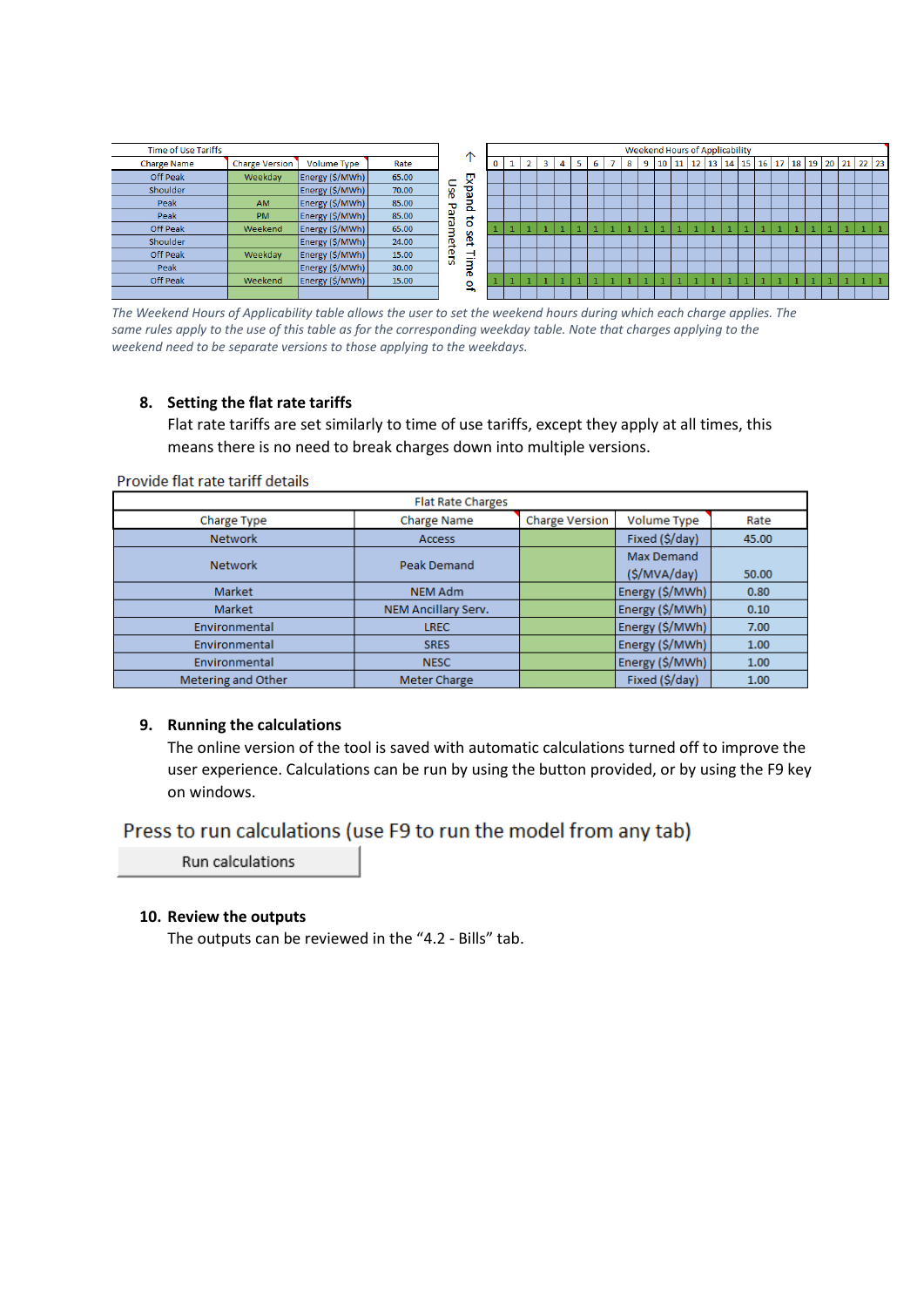| Time of Use Tariffs | | | |
|---|---|---|---|
| Charge Name | Charge Version | Volume Type | Rate |
| Off Peak | Weekday | Energy ($/MWh) | 65.00 |
| Shoulder | | Energy ($/MWh) | 70.00 |
| Peak | AM | Energy ($/MWh) | 85.00 |
| Peak | PM | Energy ($/MWh) | 85.00 |
| Off Peak | Weekend | Energy ($/MWh) | 65.00 |
| Shoulder | | Energy ($/MWh) | 24.00 |
| Off Peak | Weekday | Energy ($/MWh) | 15.00 |
| Peak | | Energy ($/MWh) | 30.00 |
| Off Peak | Weekend | Energy ($/MWh) | 15.00 |

↑ Expand to set Time of Use Parameters

| Weekend Hours of Applicability | | | | | | | | | | | | | | | | | | | | | | | |
|---|---|---|---|---|---|---|---|---|---|---|---|---|---|---|---|---|---|---|---|---|---|---|---|
| 0 | 1 | 2 | 3 | 4 | 5 | 6 | 7 | 8 | 9 | 10 | 11 | 12 | 13 | 14 | 15 | 16 | 17 | 18 | 19 | 20 | 21 | 22 | 23 |
| | | | | | | | | | | | | | | | | | | | | | | | |
| | | | | | | | | | | | | | | | | | | | | | | | |
| | | | | | | | | | | | | | | | | | | | | | | | |
| | | | | | | | | | | | | | | | | | | | | | | | |
| 1 | 1 | 1 | 1 | 1 | 1 | 1 | 1 | 1 | 1 | 1 | 1 | 1 | 1 | 1 | 1 | 1 | 1 | 1 | 1 | 1 | 1 | 1 | 1 |
| | | | | | | | | | | | | | | | | | | | | | | | |
| | | | | | | | | | | | | | | | | | | | | | | | |
| | | | | | | | | | | | | | | | | | | | | | | | |
| 1 | 1 | 1 | 1 | 1 | 1 | 1 | 1 | 1 | 1 | 1 | 1 | 1 | 1 | 1 | 1 | 1 | 1 | 1 | 1 | 1 | 1 | 1 | 1 |

*The Weekend Hours of Applicability table allows the user to set the weekend hours during which each charge applies. The same rules apply to the use of this table as for the corresponding weekday table. Note that charges applying to the weekend need to be separate versions to those applying to the weekdays.*

## 8. Setting the flat rate tariffs

Flat rate tariffs are set similarly to time of use tariffs, except they apply at all times, this means there is no need to break charges down into multiple versions.

Provide flat rate tariff details

| Flat Rate Charges | | | | |
|---|---|---|---|---|
| Charge Type | Charge Name | Charge Version | Volume Type | Rate |
| Network | Access | | Fixed ($/day) | 45.00 |
| Network | Peak Demand | | Max Demand ($/MVA/day) | 50.00 |
| Market | NEM Adm | | Energy ($/MWh) | 0.80 |
| Market | NEM Ancillary Serv. | | Energy ($/MWh) | 0.10 |
| Environmental | LREC | | Energy ($/MWh) | 7.00 |
| Environmental | SRES | | Energy ($/MWh) | 1.00 |
| Environmental | NESC | | Energy ($/MWh) | 1.00 |
| Metering and Other | Meter Charge | | Fixed ($/day) | 1.00 |

## 9. Running the calculations

The online version of the tool is saved with automatic calculations turned off to improve the user experience. Calculations can be run by using the button provided, or by using the F9 key on windows.

Press to run calculations (use F9 to run the model from any tab)

Run calculations

## 10. Review the outputs

The outputs can be reviewed in the "4.2 - Bills" tab.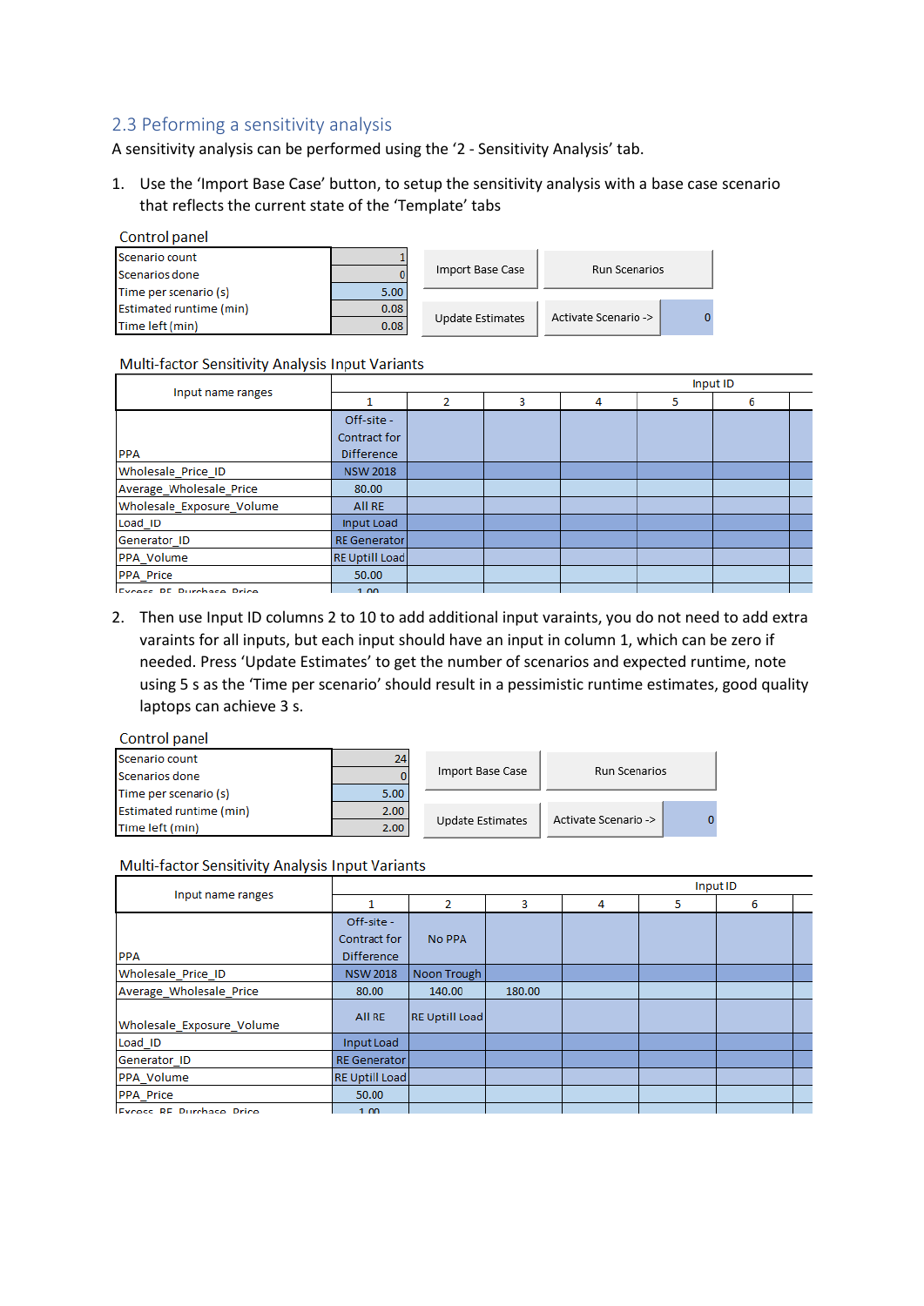## 2.3 Peforming a sensitivity analysis

A sensitivity analysis can be performed using the '2 - Sensitivity Analysis' tab.

1. Use the 'Import Base Case' button, to setup the sensitivity analysis with a base case scenario that reflects the current state of the 'Template' tabs

Control panel

| | |
|---|---|
| Scenario count | 1 |
| Scenarios done | 0 |
| Time per scenario (s) | 5.00 |
| Estimated runtime (min) | 0.08 |
| Time left (min) | 0.08 |

Import Base Case | Run Scenarios | Update Estimates | Activate Scenario -> | 0

Multi-factor Sensitivity Analysis Input Variants

| Input name ranges | Input ID | | | | | |
|---|---|---|---|---|---|---|
| | 1 | 2 | 3 | 4 | 5 | 6 |
| PPA | Off-site - Contract for Difference | | | | | |
| Wholesale_Price_ID | NSW 2018 | | | | | |
| Average_Wholesale_Price | 80.00 | | | | | |
| Wholesale_Exposure_Volume | All RE | | | | | |
| Load_ID | Input Load | | | | | |
| Generator_ID | RE Generator | | | | | |
| PPA_Volume | RE Uptill Load | | | | | |
| PPA_Price | 50.00 | | | | | |
| Excess_RE_Purchase_Price | 1.00 | | | | | |

2. Then use Input ID columns 2 to 10 to add additional input varaints, you do not need to add extra varaints for all inputs, but each input should have an input in column 1, which can be zero if needed. Press 'Update Estimates' to get the number of scenarios and expected runtime, note using 5 s as the 'Time per scenario' should result in a pessimistic runtime estimates, good quality laptops can achieve 3 s.

Control panel

| | |
|---|---|
| Scenario count | 24 |
| Scenarios done | 0 |
| Time per scenario (s) | 5.00 |
| Estimated runtime (min) | 2.00 |
| Time left (min) | 2.00 |

Import Base Case | Run Scenarios | Update Estimates | Activate Scenario -> | 0

Multi-factor Sensitivity Analysis Input Variants

| Input name ranges | Input ID | | | | | |
|---|---|---|---|---|---|---|
| | 1 | 2 | 3 | 4 | 5 | 6 |
| PPA | Off-site - Contract for Difference | No PPA | | | | |
| Wholesale_Price_ID | NSW 2018 | Noon Trough | | | | |
| Average_Wholesale_Price | 80.00 | 140.00 | 180.00 | | | |
| Wholesale_Exposure_Volume | All RE | RE Uptill Load | | | | |
| Load_ID | Input Load | | | | | |
| Generator_ID | RE Generator | | | | | |
| PPA_Volume | RE Uptill Load | | | | | |
| PPA_Price | 50.00 | | | | | |
| Excess_RE_Purchase_Price | 1.00 | | | | | |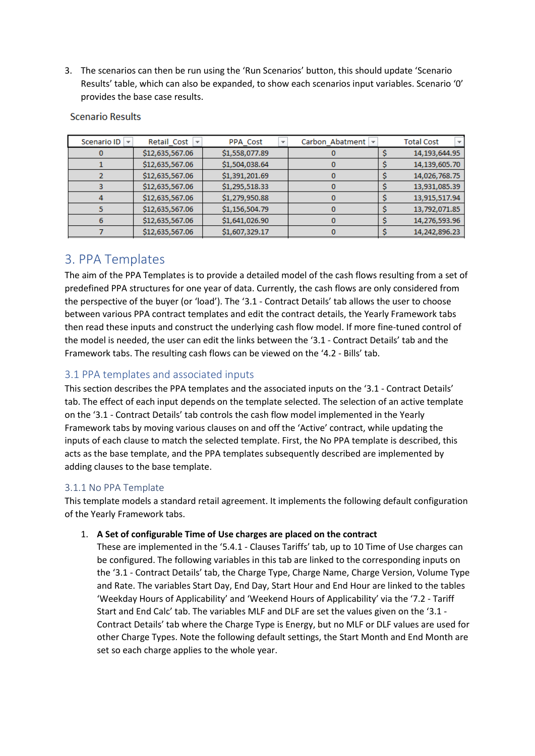3. The scenarios can then be run using the 'Run Scenarios' button, this should update 'Scenario Results' table, which can also be expanded, to show each scenarios input variables. Scenario '0' provides the base case results.

Scenario Results

| Scenario ID | Retail_Cost | PPA_Cost | Carbon_Abatment | Total Cost |
|---|---|---|---|---|
| 0 | $12,635,567.06 | $1,558,077.89 | 0 | $ 14,193,644.95 |
| 1 | $12,635,567.06 | $1,504,038.64 | 0 | $ 14,139,605.70 |
| 2 | $12,635,567.06 | $1,391,201.69 | 0 | $ 14,026,768.75 |
| 3 | $12,635,567.06 | $1,295,518.33 | 0 | $ 13,931,085.39 |
| 4 | $12,635,567.06 | $1,279,950.88 | 0 | $ 13,915,517.94 |
| 5 | $12,635,567.06 | $1,156,504.79 | 0 | $ 13,792,071.85 |
| 6 | $12,635,567.06 | $1,641,026.90 | 0 | $ 14,276,593.96 |
| 7 | $12,635,567.06 | $1,607,329.17 | 0 | $ 14,242,896.23 |

# 3. PPA Templates

The aim of the PPA Templates is to provide a detailed model of the cash flows resulting from a set of predefined PPA structures for one year of data. Currently, the cash flows are only considered from the perspective of the buyer (or 'load'). The '3.1 - Contract Details' tab allows the user to choose between various PPA contract templates and edit the contract details, the Yearly Framework tabs then read these inputs and construct the underlying cash flow model. If more fine-tuned control of the model is needed, the user can edit the links between the '3.1 - Contract Details' tab and the Framework tabs. The resulting cash flows can be viewed on the '4.2 - Bills' tab.

## 3.1 PPA templates and associated inputs

This section describes the PPA templates and the associated inputs on the '3.1 - Contract Details' tab. The effect of each input depends on the template selected. The selection of an active template on the '3.1 - Contract Details' tab controls the cash flow model implemented in the Yearly Framework tabs by moving various clauses on and off the 'Active' contract, while updating the inputs of each clause to match the selected template. First, the No PPA template is described, this acts as the base template, and the PPA templates subsequently described are implemented by adding clauses to the base template.

### 3.1.1 No PPA Template

This template models a standard retail agreement. It implements the following default configuration of the Yearly Framework tabs.

1. **A Set of configurable Time of Use charges are placed on the contract**
   These are implemented in the '5.4.1 - Clauses Tariffs' tab, up to 10 Time of Use charges can be configured. The following variables in this tab are linked to the corresponding inputs on the '3.1 - Contract Details' tab, the Charge Type, Charge Name, Charge Version, Volume Type and Rate. The variables Start Day, End Day, Start Hour and End Hour are linked to the tables 'Weekday Hours of Applicability' and 'Weekend Hours of Applicability' via the '7.2 - Tariff Start and End Calc' tab. The variables MLF and DLF are set the values given on the '3.1 - Contract Details' tab where the Charge Type is Energy, but no MLF or DLF values are used for other Charge Types. Note the following default settings, the Start Month and End Month are set so each charge applies to the whole year.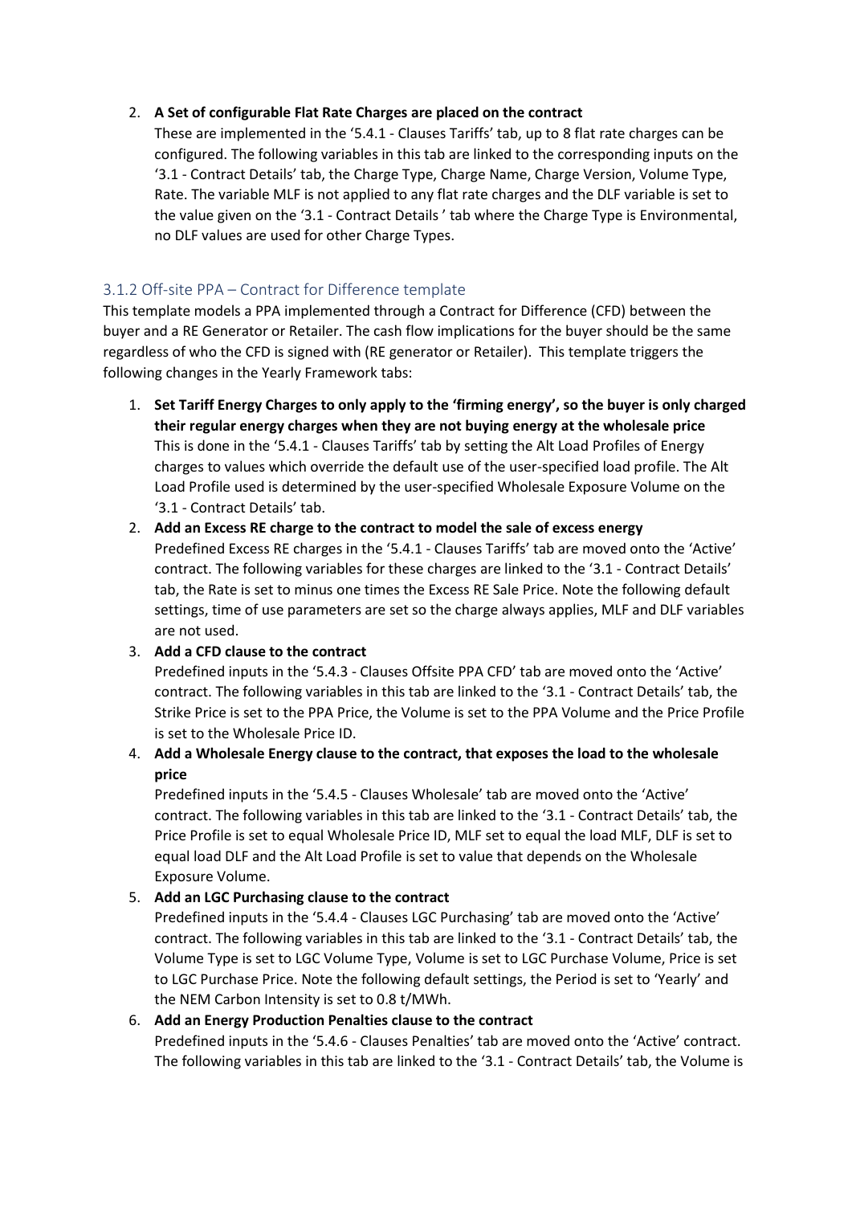2. **A Set of configurable Flat Rate Charges are placed on the contract**
   These are implemented in the '5.4.1 - Clauses Tariffs' tab, up to 8 flat rate charges can be configured. The following variables in this tab are linked to the corresponding inputs on the '3.1 - Contract Details' tab, the Charge Type, Charge Name, Charge Version, Volume Type, Rate. The variable MLF is not applied to any flat rate charges and the DLF variable is set to the value given on the '3.1 - Contract Details ' tab where the Charge Type is Environmental, no DLF values are used for other Charge Types.

### 3.1.2 Off-site PPA – Contract for Difference template

This template models a PPA implemented through a Contract for Difference (CFD) between the buyer and a RE Generator or Retailer. The cash flow implications for the buyer should be the same regardless of who the CFD is signed with (RE generator or Retailer). This template triggers the following changes in the Yearly Framework tabs:

1. **Set Tariff Energy Charges to only apply to the 'firming energy', so the buyer is only charged their regular energy charges when they are not buying energy at the wholesale price**
   This is done in the '5.4.1 - Clauses Tariffs' tab by setting the Alt Load Profiles of Energy charges to values which override the default use of the user-specified load profile. The Alt Load Profile used is determined by the user-specified Wholesale Exposure Volume on the '3.1 - Contract Details' tab.
2. **Add an Excess RE charge to the contract to model the sale of excess energy**
   Predefined Excess RE charges in the '5.4.1 - Clauses Tariffs' tab are moved onto the 'Active' contract. The following variables for these charges are linked to the '3.1 - Contract Details' tab, the Rate is set to minus one times the Excess RE Sale Price. Note the following default settings, time of use parameters are set so the charge always applies, MLF and DLF variables are not used.
3. **Add a CFD clause to the contract**
   Predefined inputs in the '5.4.3 - Clauses Offsite PPA CFD' tab are moved onto the 'Active' contract. The following variables in this tab are linked to the '3.1 - Contract Details' tab, the Strike Price is set to the PPA Price, the Volume is set to the PPA Volume and the Price Profile is set to the Wholesale Price ID.
4. **Add a Wholesale Energy clause to the contract, that exposes the load to the wholesale price**
   Predefined inputs in the '5.4.5 - Clauses Wholesale' tab are moved onto the 'Active' contract. The following variables in this tab are linked to the '3.1 - Contract Details' tab, the Price Profile is set to equal Wholesale Price ID, MLF set to equal the load MLF, DLF is set to equal load DLF and the Alt Load Profile is set to value that depends on the Wholesale Exposure Volume.
5. **Add an LGC Purchasing clause to the contract**
   Predefined inputs in the '5.4.4 - Clauses LGC Purchasing' tab are moved onto the 'Active' contract. The following variables in this tab are linked to the '3.1 - Contract Details' tab, the Volume Type is set to LGC Volume Type, Volume is set to LGC Purchase Volume, Price is set to LGC Purchase Price. Note the following default settings, the Period is set to 'Yearly' and the NEM Carbon Intensity is set to 0.8 t/MWh.
6. **Add an Energy Production Penalties clause to the contract**
   Predefined inputs in the '5.4.6 - Clauses Penalties' tab are moved onto the 'Active' contract. The following variables in this tab are linked to the '3.1 - Contract Details' tab, the Volume is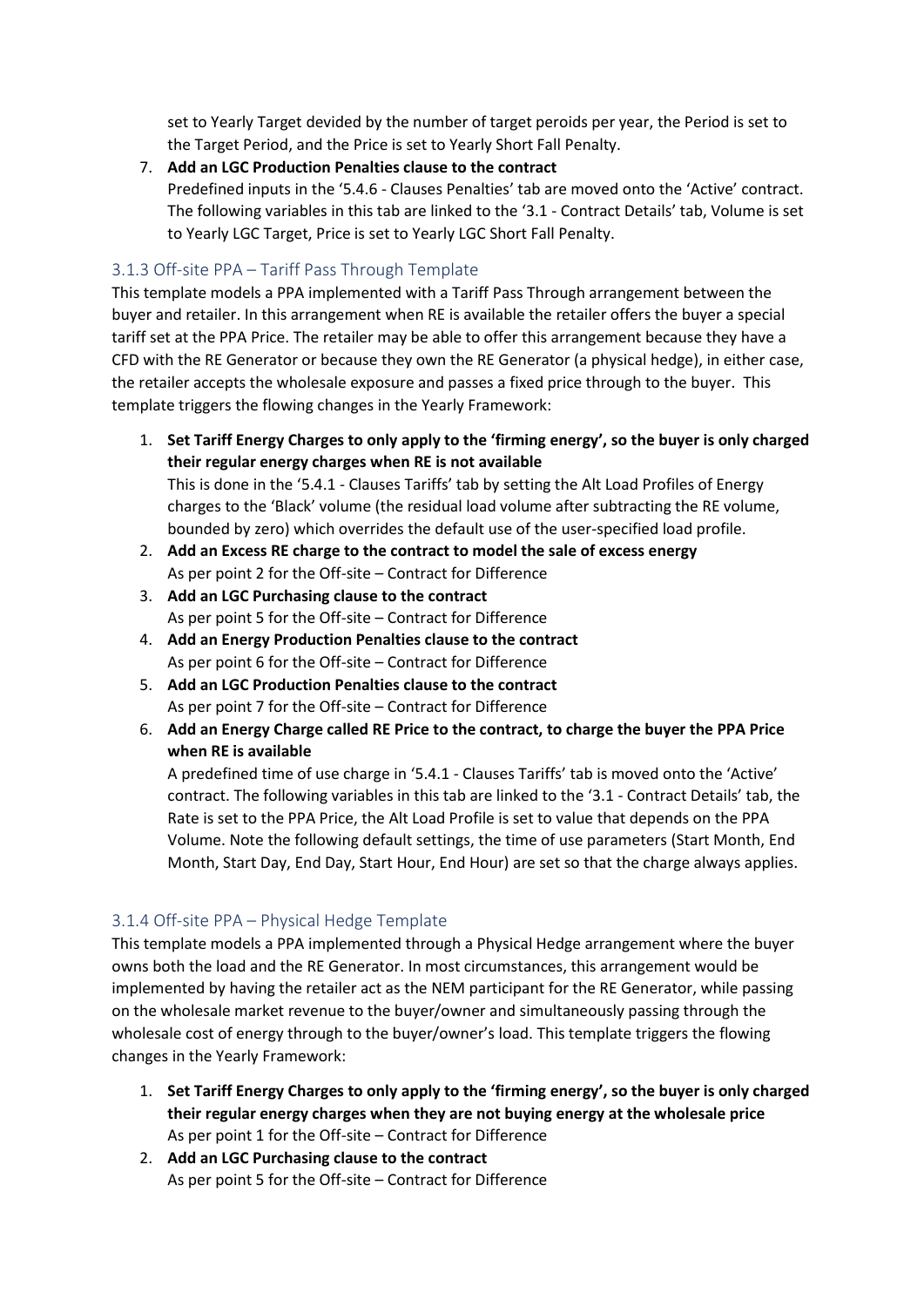set to Yearly Target devided by the number of target peroids per year, the Period is set to the Target Period, and the Price is set to Yearly Short Fall Penalty.

7. **Add an LGC Production Penalties clause to the contract**
   Predefined inputs in the '5.4.6 - Clauses Penalties' tab are moved onto the 'Active' contract. The following variables in this tab are linked to the '3.1 - Contract Details' tab, Volume is set to Yearly LGC Target, Price is set to Yearly LGC Short Fall Penalty.

### 3.1.3 Off-site PPA – Tariff Pass Through Template

This template models a PPA implemented with a Tariff Pass Through arrangement between the buyer and retailer. In this arrangement when RE is available the retailer offers the buyer a special tariff set at the PPA Price. The retailer may be able to offer this arrangement because they have a CFD with the RE Generator or because they own the RE Generator (a physical hedge), in either case, the retailer accepts the wholesale exposure and passes a fixed price through to the buyer. This template triggers the flowing changes in the Yearly Framework:

1. **Set Tariff Energy Charges to only apply to the 'firming energy', so the buyer is only charged their regular energy charges when RE is not available**
   This is done in the '5.4.1 - Clauses Tariffs' tab by setting the Alt Load Profiles of Energy charges to the 'Black' volume (the residual load volume after subtracting the RE volume, bounded by zero) which overrides the default use of the user-specified load profile.
2. **Add an Excess RE charge to the contract to model the sale of excess energy**
   As per point 2 for the Off-site – Contract for Difference
3. **Add an LGC Purchasing clause to the contract**
   As per point 5 for the Off-site – Contract for Difference
4. **Add an Energy Production Penalties clause to the contract**
   As per point 6 for the Off-site – Contract for Difference
5. **Add an LGC Production Penalties clause to the contract**
   As per point 7 for the Off-site – Contract for Difference
6. **Add an Energy Charge called RE Price to the contract, to charge the buyer the PPA Price when RE is available**
   A predefined time of use charge in '5.4.1 - Clauses Tariffs' tab is moved onto the 'Active' contract. The following variables in this tab are linked to the '3.1 - Contract Details' tab, the Rate is set to the PPA Price, the Alt Load Profile is set to value that depends on the PPA Volume. Note the following default settings, the time of use parameters (Start Month, End Month, Start Day, End Day, Start Hour, End Hour) are set so that the charge always applies.

### 3.1.4 Off-site PPA – Physical Hedge Template

This template models a PPA implemented through a Physical Hedge arrangement where the buyer owns both the load and the RE Generator. In most circumstances, this arrangement would be implemented by having the retailer act as the NEM participant for the RE Generator, while passing on the wholesale market revenue to the buyer/owner and simultaneously passing through the wholesale cost of energy through to the buyer/owner's load. This template triggers the flowing changes in the Yearly Framework:

1. **Set Tariff Energy Charges to only apply to the 'firming energy', so the buyer is only charged their regular energy charges when they are not buying energy at the wholesale price**
   As per point 1 for the Off-site – Contract for Difference
2. **Add an LGC Purchasing clause to the contract**
   As per point 5 for the Off-site – Contract for Difference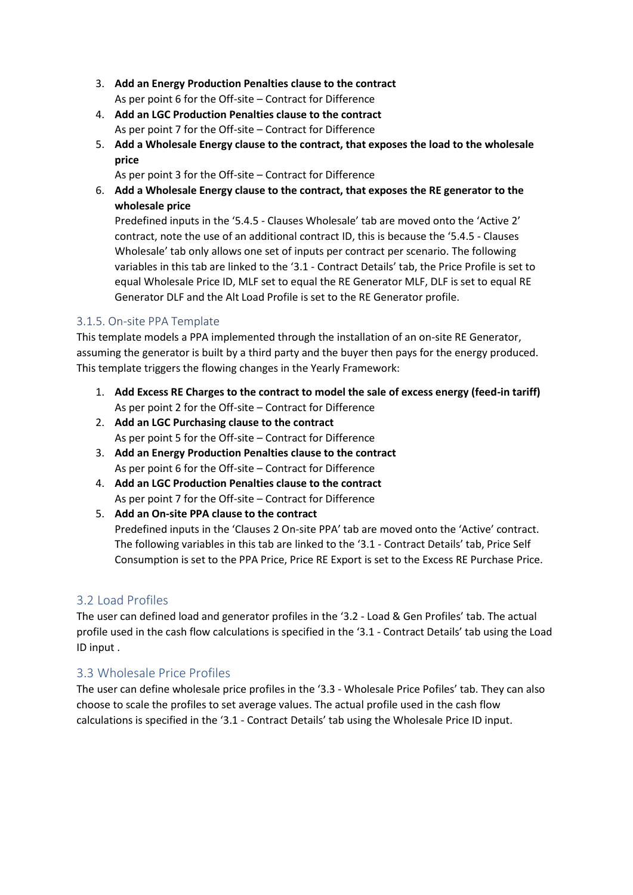3. **Add an Energy Production Penalties clause to the contract**
   As per point 6 for the Off-site – Contract for Difference
4. **Add an LGC Production Penalties clause to the contract**
   As per point 7 for the Off-site – Contract for Difference
5. **Add a Wholesale Energy clause to the contract, that exposes the load to the wholesale price**
   As per point 3 for the Off-site – Contract for Difference
6. **Add a Wholesale Energy clause to the contract, that exposes the RE generator to the wholesale price**
   Predefined inputs in the '5.4.5 - Clauses Wholesale' tab are moved onto the 'Active 2' contract, note the use of an additional contract ID, this is because the '5.4.5 - Clauses Wholesale' tab only allows one set of inputs per contract per scenario. The following variables in this tab are linked to the '3.1 - Contract Details' tab, the Price Profile is set to equal Wholesale Price ID, MLF set to equal the RE Generator MLF, DLF is set to equal RE Generator DLF and the Alt Load Profile is set to the RE Generator profile.

### 3.1.5. On-site PPA Template

This template models a PPA implemented through the installation of an on-site RE Generator, assuming the generator is built by a third party and the buyer then pays for the energy produced. This template triggers the flowing changes in the Yearly Framework:

1. **Add Excess RE Charges to the contract to model the sale of excess energy (feed-in tariff)**
   As per point 2 for the Off-site – Contract for Difference
2. **Add an LGC Purchasing clause to the contract**
   As per point 5 for the Off-site – Contract for Difference
3. **Add an Energy Production Penalties clause to the contract**
   As per point 6 for the Off-site – Contract for Difference
4. **Add an LGC Production Penalties clause to the contract**
   As per point 7 for the Off-site – Contract for Difference
5. **Add an On-site PPA clause to the contract**
   Predefined inputs in the 'Clauses 2 On-site PPA' tab are moved onto the 'Active' contract. The following variables in this tab are linked to the '3.1 - Contract Details' tab, Price Self Consumption is set to the PPA Price, Price RE Export is set to the Excess RE Purchase Price.

## 3.2 Load Profiles

The user can defined load and generator profiles in the '3.2 - Load & Gen Profiles' tab. The actual profile used in the cash flow calculations is specified in the '3.1 - Contract Details' tab using the Load ID input .

## 3.3 Wholesale Price Profiles

The user can define wholesale price profiles in the '3.3 - Wholesale Price Pofiles' tab. They can also choose to scale the profiles to set average values. The actual profile used in the cash flow calculations is specified in the '3.1 - Contract Details' tab using the Wholesale Price ID input.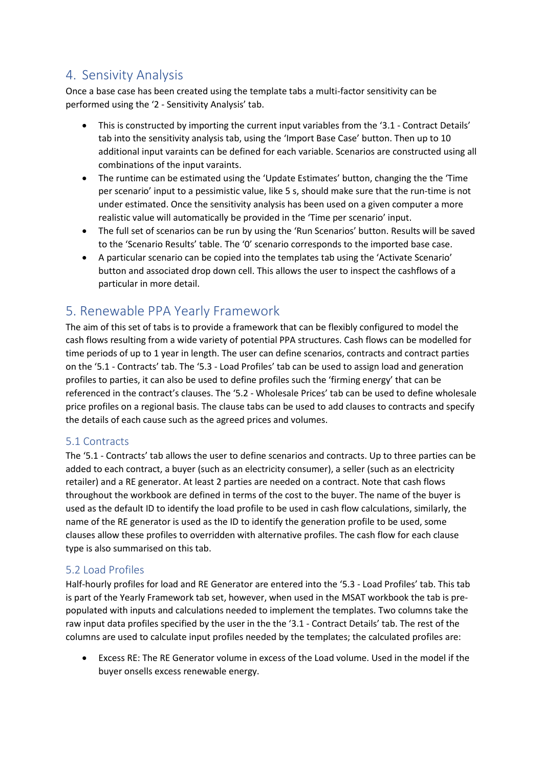## 4. Sensivity Analysis

Once a base case has been created using the template tabs a multi-factor sensitivity can be performed using the '2 - Sensitivity Analysis' tab.

- This is constructed by importing the current input variables from the '3.1 - Contract Details' tab into the sensitivity analysis tab, using the 'Import Base Case' button. Then up to 10 additional input varaints can be defined for each variable. Scenarios are constructed using all combinations of the input varaints.
- The runtime can be estimated using the 'Update Estimates' button, changing the the 'Time per scenario' input to a pessimistic value, like 5 s, should make sure that the run-time is not under estimated. Once the sensitivity analysis has been used on a given computer a more realistic value will automatically be provided in the 'Time per scenario' input.
- The full set of scenarios can be run by using the 'Run Scenarios' button. Results will be saved to the 'Scenario Results' table. The '0' scenario corresponds to the imported base case.
- A particular scenario can be copied into the templates tab using the 'Activate Scenario' button and associated drop down cell. This allows the user to inspect the cashflows of a particular in more detail.

## 5. Renewable PPA Yearly Framework

The aim of this set of tabs is to provide a framework that can be flexibly configured to model the cash flows resulting from a wide variety of potential PPA structures. Cash flows can be modelled for time periods of up to 1 year in length. The user can define scenarios, contracts and contract parties on the '5.1 - Contracts' tab. The '5.3 - Load Profiles' tab can be used to assign load and generation profiles to parties, it can also be used to define profiles such the 'firming energy' that can be referenced in the contract's clauses. The '5.2 - Wholesale Prices' tab can be used to define wholesale price profiles on a regional basis. The clause tabs can be used to add clauses to contracts and specify the details of each cause such as the agreed prices and volumes.

### 5.1 Contracts

The '5.1 - Contracts' tab allows the user to define scenarios and contracts. Up to three parties can be added to each contract, a buyer (such as an electricity consumer), a seller (such as an electricity retailer) and a RE generator. At least 2 parties are needed on a contract. Note that cash flows throughout the workbook are defined in terms of the cost to the buyer. The name of the buyer is used as the default ID to identify the load profile to be used in cash flow calculations, similarly, the name of the RE generator is used as the ID to identify the generation profile to be used, some clauses allow these profiles to overridden with alternative profiles. The cash flow for each clause type is also summarised on this tab.

### 5.2 Load Profiles

Half-hourly profiles for load and RE Generator are entered into the '5.3 - Load Profiles' tab. This tab is part of the Yearly Framework tab set, however, when used in the MSAT workbook the tab is pre-populated with inputs and calculations needed to implement the templates. Two columns take the raw input data profiles specified by the user in the the '3.1 - Contract Details' tab. The rest of the columns are used to calculate input profiles needed by the templates; the calculated profiles are:

- Excess RE: The RE Generator volume in excess of the Load volume. Used in the model if the buyer onsells excess renewable energy.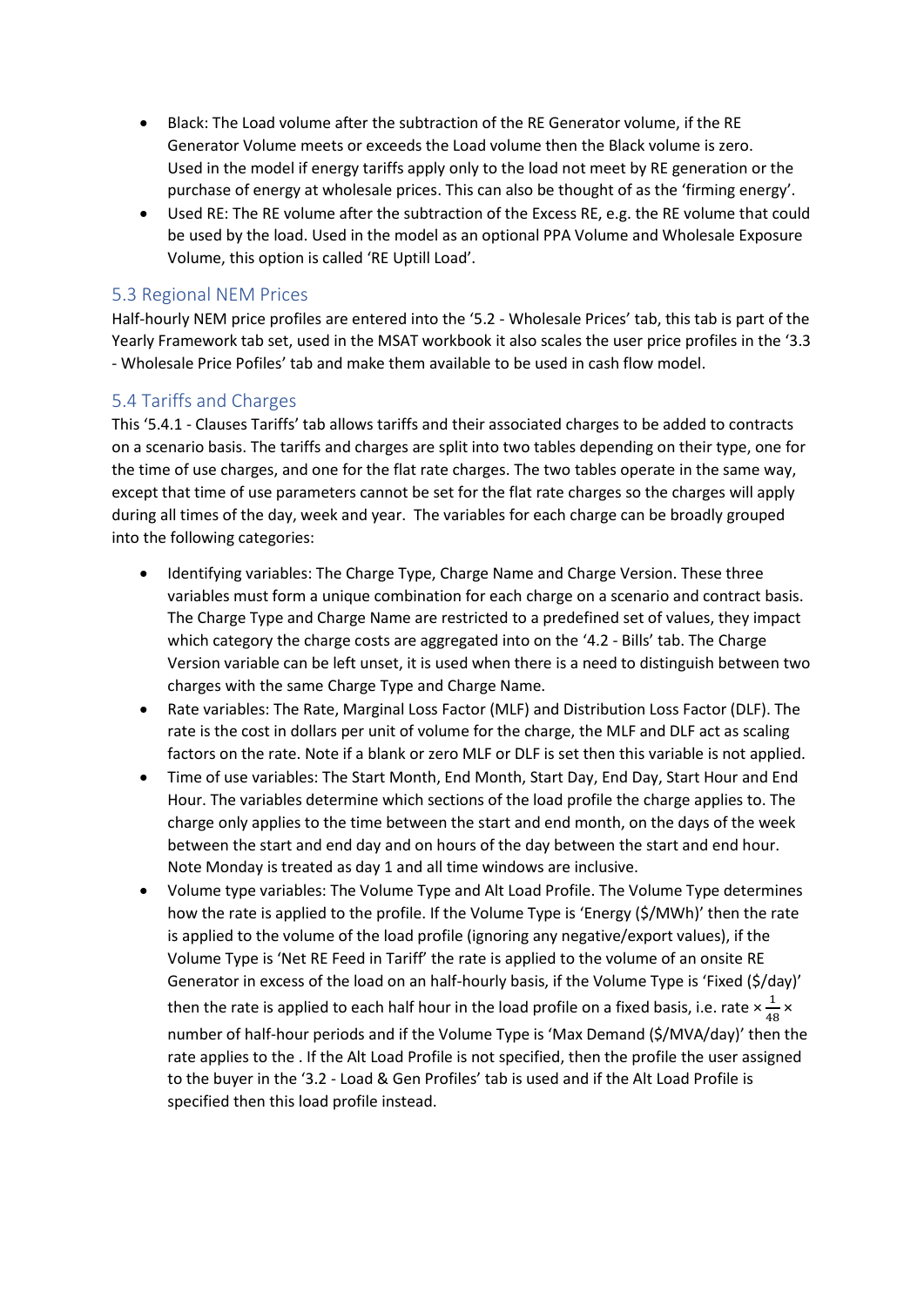- Black: The Load volume after the subtraction of the RE Generator volume, if the RE Generator Volume meets or exceeds the Load volume then the Black volume is zero. Used in the model if energy tariffs apply only to the load not meet by RE generation or the purchase of energy at wholesale prices. This can also be thought of as the 'firming energy'.
- Used RE: The RE volume after the subtraction of the Excess RE, e.g. the RE volume that could be used by the load. Used in the model as an optional PPA Volume and Wholesale Exposure Volume, this option is called 'RE Uptill Load'.

## 5.3 Regional NEM Prices

Half-hourly NEM price profiles are entered into the '5.2 - Wholesale Prices' tab, this tab is part of the Yearly Framework tab set, used in the MSAT workbook it also scales the user price profiles in the '3.3 - Wholesale Price Pofiles' tab and make them available to be used in cash flow model.

## 5.4 Tariffs and Charges

This '5.4.1 - Clauses Tariffs' tab allows tariffs and their associated charges to be added to contracts on a scenario basis. The tariffs and charges are split into two tables depending on their type, one for the time of use charges, and one for the flat rate charges. The two tables operate in the same way, except that time of use parameters cannot be set for the flat rate charges so the charges will apply during all times of the day, week and year. The variables for each charge can be broadly grouped into the following categories:

- Identifying variables: The Charge Type, Charge Name and Charge Version. These three variables must form a unique combination for each charge on a scenario and contract basis. The Charge Type and Charge Name are restricted to a predefined set of values, they impact which category the charge costs are aggregated into on the '4.2 - Bills' tab. The Charge Version variable can be left unset, it is used when there is a need to distinguish between two charges with the same Charge Type and Charge Name.
- Rate variables: The Rate, Marginal Loss Factor (MLF) and Distribution Loss Factor (DLF). The rate is the cost in dollars per unit of volume for the charge, the MLF and DLF act as scaling factors on the rate. Note if a blank or zero MLF or DLF is set then this variable is not applied.
- Time of use variables: The Start Month, End Month, Start Day, End Day, Start Hour and End Hour. The variables determine which sections of the load profile the charge applies to. The charge only applies to the time between the start and end month, on the days of the week between the start and end day and on hours of the day between the start and end hour. Note Monday is treated as day 1 and all time windows are inclusive.
- Volume type variables: The Volume Type and Alt Load Profile. The Volume Type determines how the rate is applied to the profile. If the Volume Type is 'Energy ($/MWh)' then the rate is applied to the volume of the load profile (ignoring any negative/export values), if the Volume Type is 'Net RE Feed in Tariff' the rate is applied to the volume of an onsite RE Generator in excess of the load on an half-hourly basis, if the Volume Type is 'Fixed ($/day)' then the rate is applied to each half hour in the load profile on a fixed basis, i.e. rate $\times \frac{1}{48} \times$ number of half-hour periods and if the Volume Type is 'Max Demand ($/MVA/day)' then the rate applies to the . If the Alt Load Profile is not specified, then the profile the user assigned to the buyer in the '3.2 - Load & Gen Profiles' tab is used and if the Alt Load Profile is specified then this load profile instead.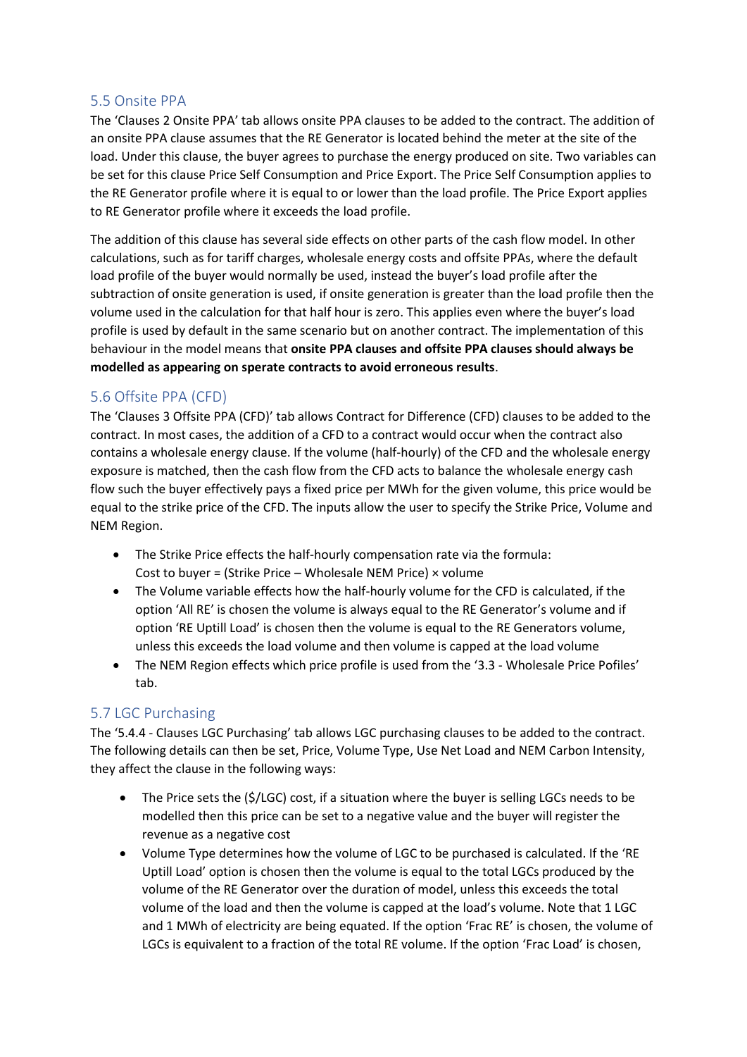## 5.5 Onsite PPA

The 'Clauses 2 Onsite PPA' tab allows onsite PPA clauses to be added to the contract. The addition of an onsite PPA clause assumes that the RE Generator is located behind the meter at the site of the load. Under this clause, the buyer agrees to purchase the energy produced on site. Two variables can be set for this clause Price Self Consumption and Price Export. The Price Self Consumption applies to the RE Generator profile where it is equal to or lower than the load profile. The Price Export applies to RE Generator profile where it exceeds the load profile.

The addition of this clause has several side effects on other parts of the cash flow model. In other calculations, such as for tariff charges, wholesale energy costs and offsite PPAs, where the default load profile of the buyer would normally be used, instead the buyer's load profile after the subtraction of onsite generation is used, if onsite generation is greater than the load profile then the volume used in the calculation for that half hour is zero. This applies even where the buyer's load profile is used by default in the same scenario but on another contract. The implementation of this behaviour in the model means that **onsite PPA clauses and offsite PPA clauses should always be modelled as appearing on sperate contracts to avoid erroneous results**.

## 5.6 Offsite PPA (CFD)

The 'Clauses 3 Offsite PPA (CFD)' tab allows Contract for Difference (CFD) clauses to be added to the contract. In most cases, the addition of a CFD to a contract would occur when the contract also contains a wholesale energy clause. If the volume (half-hourly) of the CFD and the wholesale energy exposure is matched, then the cash flow from the CFD acts to balance the wholesale energy cash flow such the buyer effectively pays a fixed price per MWh for the given volume, this price would be equal to the strike price of the CFD. The inputs allow the user to specify the Strike Price, Volume and NEM Region.

- The Strike Price effects the half-hourly compensation rate via the formula:
  Cost to buyer = (Strike Price – Wholesale NEM Price) × volume
- The Volume variable effects how the half-hourly volume for the CFD is calculated, if the option 'All RE' is chosen the volume is always equal to the RE Generator's volume and if option 'RE Uptill Load' is chosen then the volume is equal to the RE Generators volume, unless this exceeds the load volume and then volume is capped at the load volume
- The NEM Region effects which price profile is used from the '3.3 - Wholesale Price Pofiles' tab.

## 5.7 LGC Purchasing

The '5.4.4 - Clauses LGC Purchasing' tab allows LGC purchasing clauses to be added to the contract. The following details can then be set, Price, Volume Type, Use Net Load and NEM Carbon Intensity, they affect the clause in the following ways:

- The Price sets the ($/LGC) cost, if a situation where the buyer is selling LGCs needs to be modelled then this price can be set to a negative value and the buyer will register the revenue as a negative cost
- Volume Type determines how the volume of LGC to be purchased is calculated. If the 'RE Uptill Load' option is chosen then the volume is equal to the total LGCs produced by the volume of the RE Generator over the duration of model, unless this exceeds the total volume of the load and then the volume is capped at the load's volume. Note that 1 LGC and 1 MWh of electricity are being equated. If the option 'Frac RE' is chosen, the volume of LGCs is equivalent to a fraction of the total RE volume. If the option 'Frac Load' is chosen,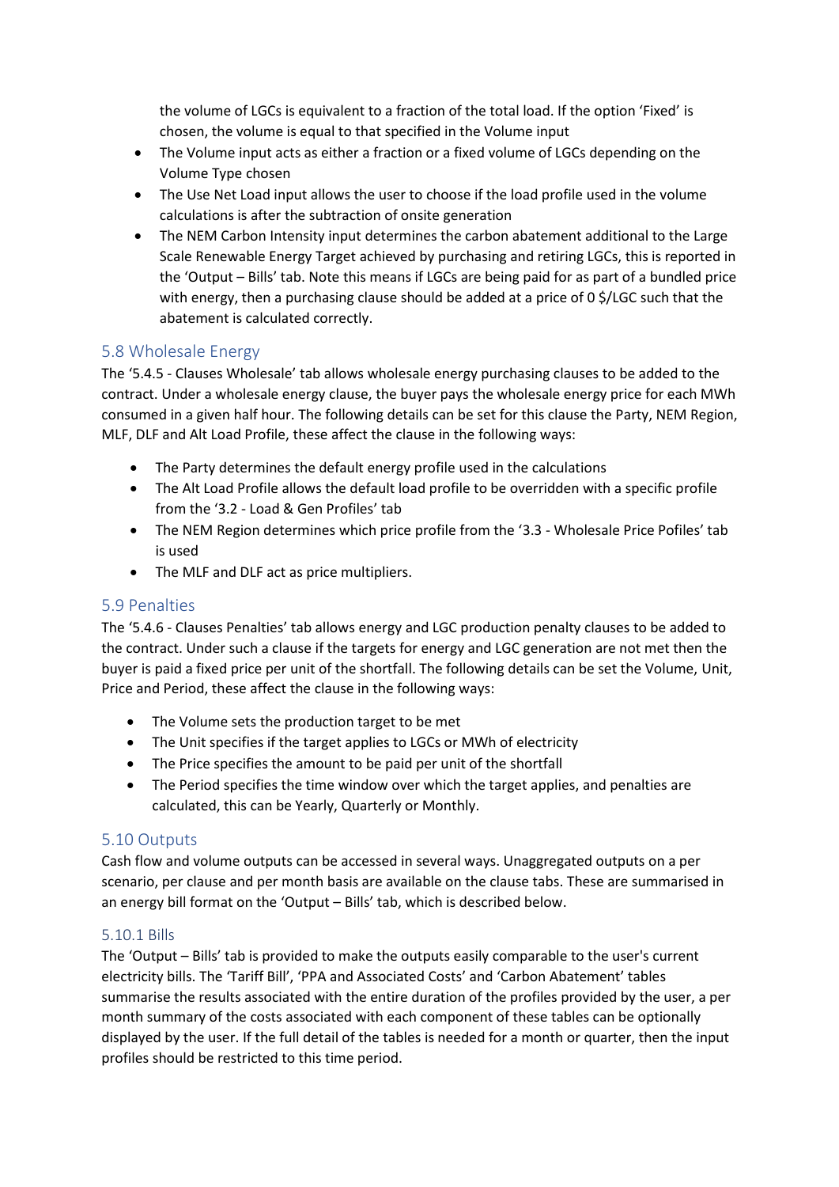the volume of LGCs is equivalent to a fraction of the total load. If the option 'Fixed' is chosen, the volume is equal to that specified in the Volume input

- The Volume input acts as either a fraction or a fixed volume of LGCs depending on the Volume Type chosen
- The Use Net Load input allows the user to choose if the load profile used in the volume calculations is after the subtraction of onsite generation
- The NEM Carbon Intensity input determines the carbon abatement additional to the Large Scale Renewable Energy Target achieved by purchasing and retiring LGCs, this is reported in the 'Output – Bills' tab. Note this means if LGCs are being paid for as part of a bundled price with energy, then a purchasing clause should be added at a price of 0 $/LGC such that the abatement is calculated correctly.

## 5.8 Wholesale Energy

The '5.4.5 - Clauses Wholesale' tab allows wholesale energy purchasing clauses to be added to the contract. Under a wholesale energy clause, the buyer pays the wholesale energy price for each MWh consumed in a given half hour. The following details can be set for this clause the Party, NEM Region, MLF, DLF and Alt Load Profile, these affect the clause in the following ways:

- The Party determines the default energy profile used in the calculations
- The Alt Load Profile allows the default load profile to be overridden with a specific profile from the '3.2 - Load & Gen Profiles' tab
- The NEM Region determines which price profile from the '3.3 - Wholesale Price Pofiles' tab is used
- The MLF and DLF act as price multipliers.

## 5.9 Penalties

The '5.4.6 - Clauses Penalties' tab allows energy and LGC production penalty clauses to be added to the contract. Under such a clause if the targets for energy and LGC generation are not met then the buyer is paid a fixed price per unit of the shortfall. The following details can be set the Volume, Unit, Price and Period, these affect the clause in the following ways:

- The Volume sets the production target to be met
- The Unit specifies if the target applies to LGCs or MWh of electricity
- The Price specifies the amount to be paid per unit of the shortfall
- The Period specifies the time window over which the target applies, and penalties are calculated, this can be Yearly, Quarterly or Monthly.

## 5.10 Outputs

Cash flow and volume outputs can be accessed in several ways. Unaggregated outputs on a per scenario, per clause and per month basis are available on the clause tabs. These are summarised in an energy bill format on the 'Output – Bills' tab, which is described below.

### 5.10.1 Bills

The 'Output – Bills' tab is provided to make the outputs easily comparable to the user's current electricity bills. The 'Tariff Bill', 'PPA and Associated Costs' and 'Carbon Abatement' tables summarise the results associated with the entire duration of the profiles provided by the user, a per month summary of the costs associated with each component of these tables can be optionally displayed by the user. If the full detail of the tables is needed for a month or quarter, then the input profiles should be restricted to this time period.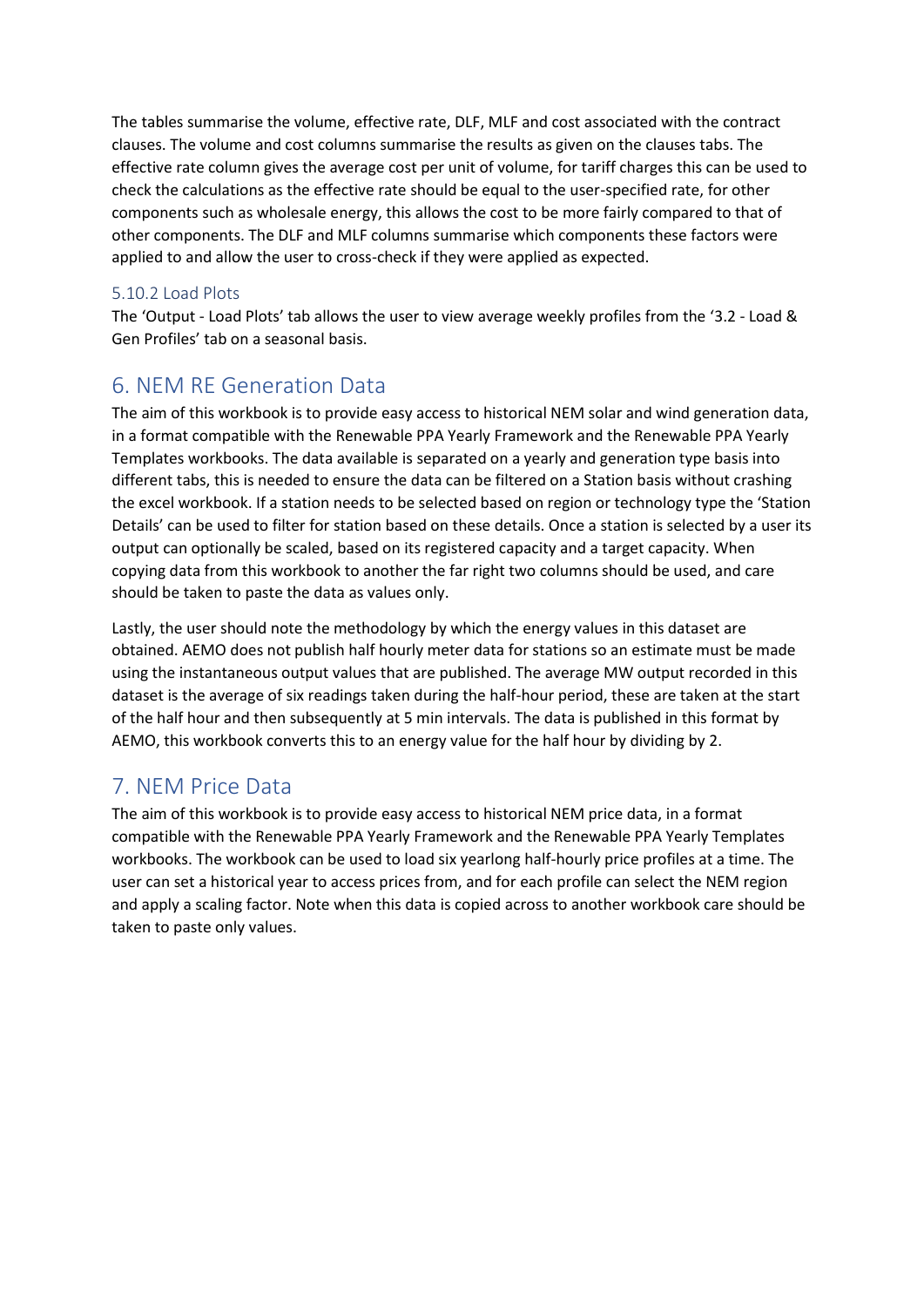The tables summarise the volume, effective rate, DLF, MLF and cost associated with the contract clauses. The volume and cost columns summarise the results as given on the clauses tabs. The effective rate column gives the average cost per unit of volume, for tariff charges this can be used to check the calculations as the effective rate should be equal to the user-specified rate, for other components such as wholesale energy, this allows the cost to be more fairly compared to that of other components. The DLF and MLF columns summarise which components these factors were applied to and allow the user to cross-check if they were applied as expected.

### 5.10.2 Load Plots

The 'Output - Load Plots' tab allows the user to view average weekly profiles from the '3.2 - Load & Gen Profiles' tab on a seasonal basis.

## 6. NEM RE Generation Data

The aim of this workbook is to provide easy access to historical NEM solar and wind generation data, in a format compatible with the Renewable PPA Yearly Framework and the Renewable PPA Yearly Templates workbooks. The data available is separated on a yearly and generation type basis into different tabs, this is needed to ensure the data can be filtered on a Station basis without crashing the excel workbook. If a station needs to be selected based on region or technology type the 'Station Details' can be used to filter for station based on these details. Once a station is selected by a user its output can optionally be scaled, based on its registered capacity and a target capacity. When copying data from this workbook to another the far right two columns should be used, and care should be taken to paste the data as values only.

Lastly, the user should note the methodology by which the energy values in this dataset are obtained. AEMO does not publish half hourly meter data for stations so an estimate must be made using the instantaneous output values that are published. The average MW output recorded in this dataset is the average of six readings taken during the half-hour period, these are taken at the start of the half hour and then subsequently at 5 min intervals. The data is published in this format by AEMO, this workbook converts this to an energy value for the half hour by dividing by 2.

## 7. NEM Price Data

The aim of this workbook is to provide easy access to historical NEM price data, in a format compatible with the Renewable PPA Yearly Framework and the Renewable PPA Yearly Templates workbooks. The workbook can be used to load six yearlong half-hourly price profiles at a time. The user can set a historical year to access prices from, and for each profile can select the NEM region and apply a scaling factor. Note when this data is copied across to another workbook care should be taken to paste only values.